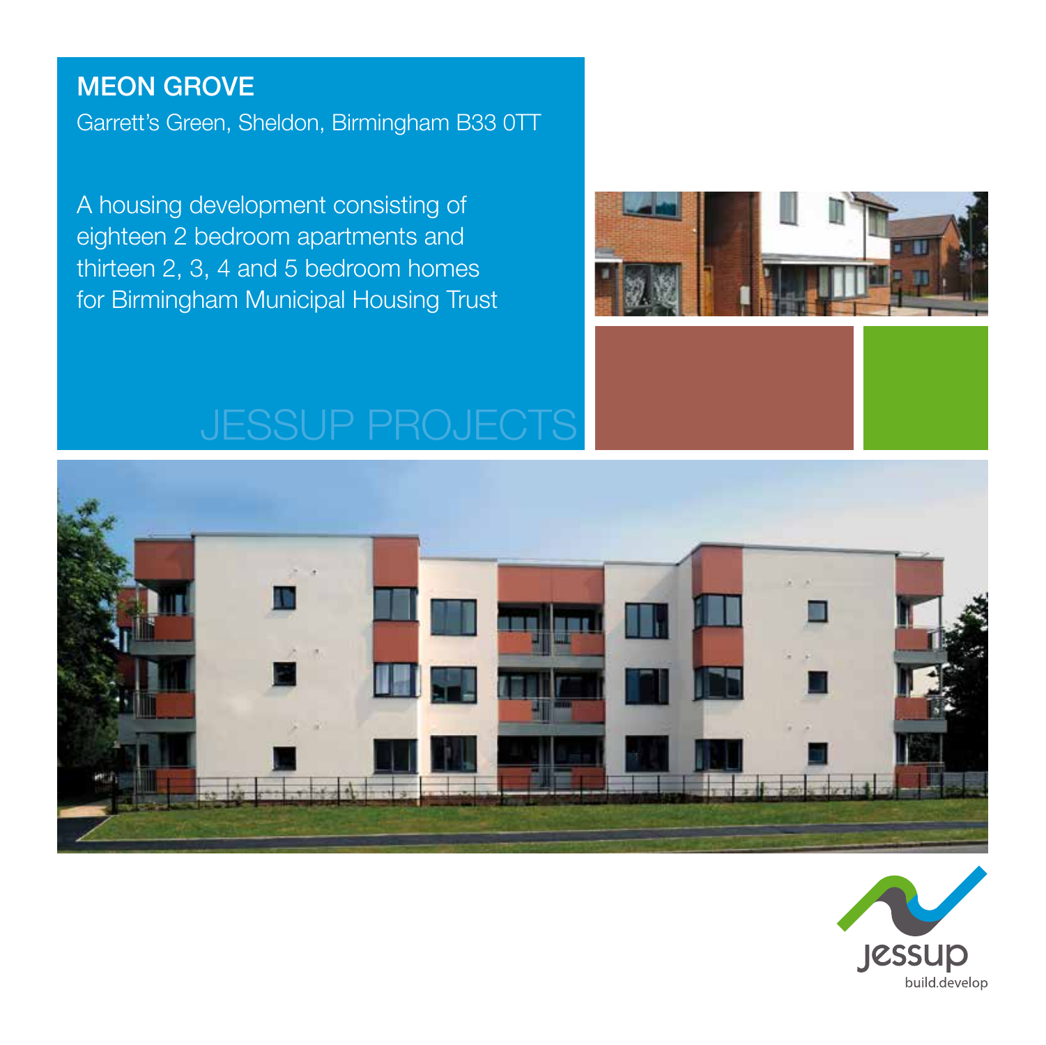# MEON GROVE

Garrett's Green, Sheldon, Birmingham B33 0TT

A housing development consisting of eighteen 2 bedroom apartments and thirteen 2, 3, 4 and 5 bedroom homes for Birmingham Municipal Housing Trust

JESSUP PROJECTS

jessup
build.develop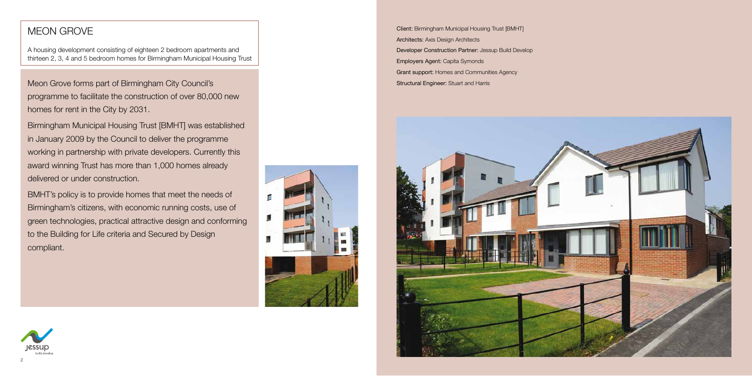# MEON GROVE

A housing development consisting of eighteen 2 bedroom apartments and thirteen 2, 3, 4 and 5 bedroom homes for Birmingham Municipal Housing Trust

Meon Grove forms part of Birmingham City Council's programme to facilitate the construction of over 80,000 new homes for rent in the City by 2031.

Birmingham Municipal Housing Trust [BMHT] was established in January 2009 by the Council to deliver the programme working in partnership with private developers. Currently this award winning Trust has more than 1,000 homes already delivered or under construction.

BMHT's policy is to provide homes that meet the needs of Birmingham's citizens, with economic running costs, use of green technologies, practical attractive design and conforming to the Building for Life criteria and Secured by Design compliant.

**Client:** Birmingham Municipal Housing Trust [BMHT]
**Architects:** Axis Design Architects
**Developer Construction Partner:** Jessup Build Develop
**Employers Agent:** Capita Symonds
**Grant support:** Homes and Communities Agency
**Structural Engineer:** Stuart and Harris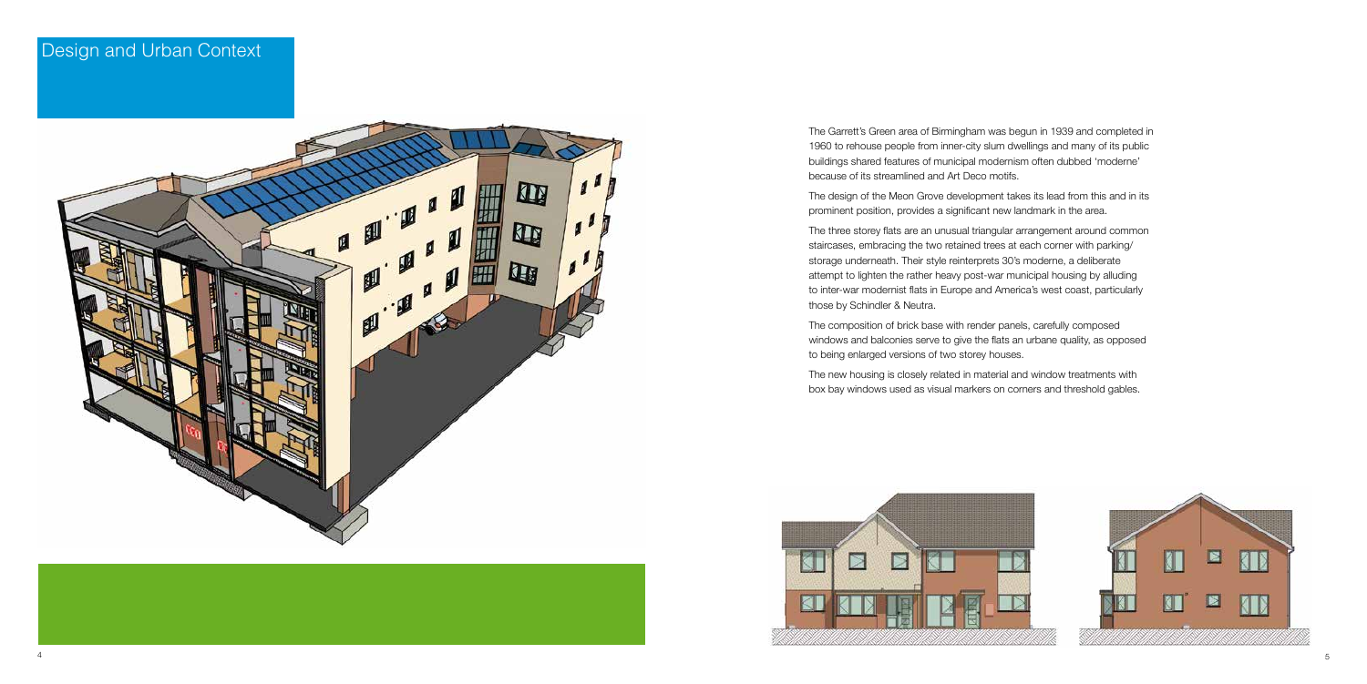# Design and Urban Context

The Garrett's Green area of Birmingham was begun in 1939 and completed in 1960 to rehouse people from inner-city slum dwellings and many of its public buildings shared features of municipal modernism often dubbed 'moderne' because of its streamlined and Art Deco motifs.

The design of the Meon Grove development takes its lead from this and in its prominent position, provides a significant new landmark in the area.

The three storey flats are an unusual triangular arrangement around common staircases, embracing the two retained trees at each corner with parking/storage underneath. Their style reinterprets 30's moderne, a deliberate attempt to lighten the rather heavy post-war municipal housing by alluding to inter-war modernist flats in Europe and America's west coast, particularly those by Schindler & Neutra.

The composition of brick base with render panels, carefully composed windows and balconies serve to give the flats an urbane quality, as opposed to being enlarged versions of two storey houses.

The new housing is closely related in material and window treatments with box bay windows used as visual markers on corners and threshold gables.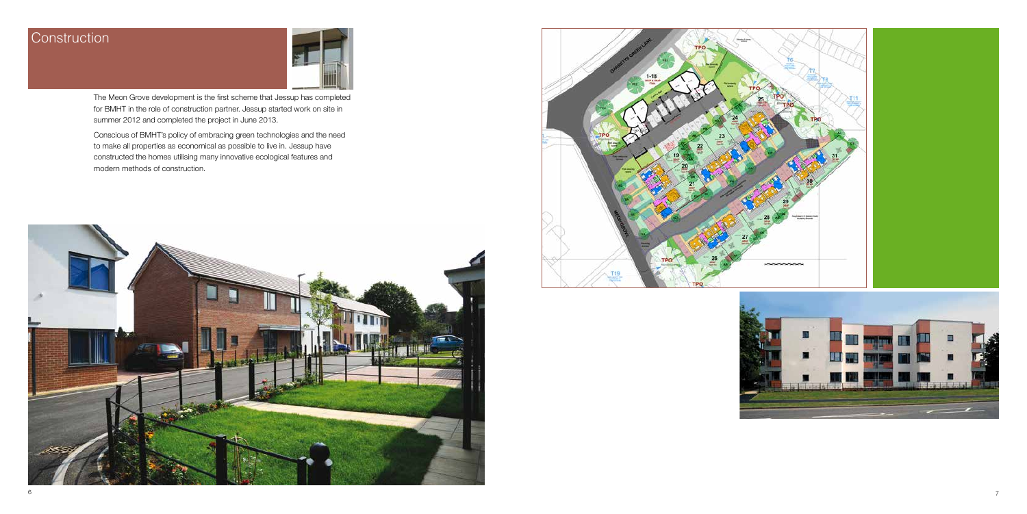# Construction

The Meon Grove development is the first scheme that Jessup has completed for BMHT in the role of construction partner. Jessup started work on site in summer 2012 and completed the project in June 2013.

Conscious of BMHT's policy of embracing green technologies and the need to make all properties as economical as possible to live in. Jessup have constructed the homes utilising many innovative ecological features and modern methods of construction.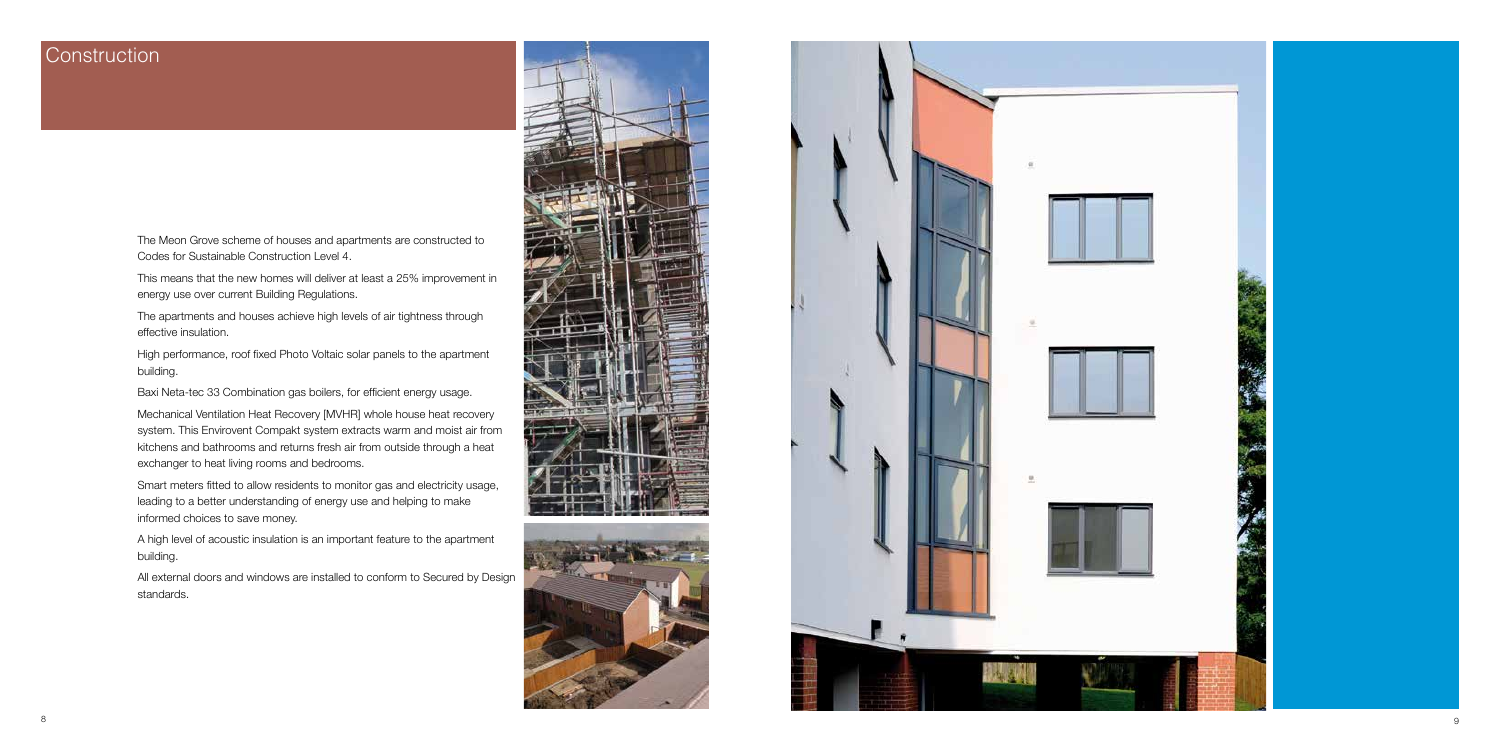## Construction

The Meon Grove scheme of houses and apartments are constructed to Codes for Sustainable Construction Level 4.

This means that the new homes will deliver at least a 25% improvement in energy use over current Building Regulations.

The apartments and houses achieve high levels of air tightness through effective insulation.

High performance, roof fixed Photo Voltaic solar panels to the apartment building.

Baxi Neta-tec 33 Combination gas boilers, for efficient energy usage.

Mechanical Ventilation Heat Recovery [MVHR] whole house heat recovery system. This Envirovent Compakt system extracts warm and moist air from kitchens and bathrooms and returns fresh air from outside through a heat exchanger to heat living rooms and bedrooms.

Smart meters fitted to allow residents to monitor gas and electricity usage, leading to a better understanding of energy use and helping to make informed choices to save money.

A high level of acoustic insulation is an important feature to the apartment building.

All external doors and windows are installed to conform to Secured by Design standards.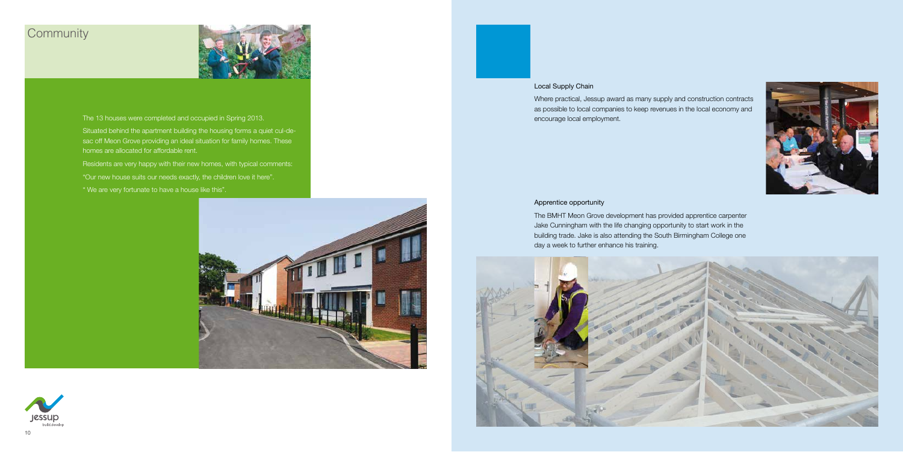# Community

The 13 houses were completed and occupied in Spring 2013.

Situated behind the apartment building the housing forms a quiet cul-de-sac off Meon Grove providing an ideal situation for family homes. These homes are allocated for affordable rent.

Residents are very happy with their new homes, with typical comments:

"Our new house suits our needs exactly, the children love it here".

" We are very fortunate to have a house like this".

## Local Supply Chain

Where practical, Jessup award as many supply and construction contracts as possible to local companies to keep revenues in the local economy and encourage local employment.

## Apprentice opportunity

The BMHT Meon Grove development has provided apprentice carpenter Jake Cunningham with the life changing opportunity to start work in the building trade. Jake is also attending the South Birmingham College one day a week to further enhance his training.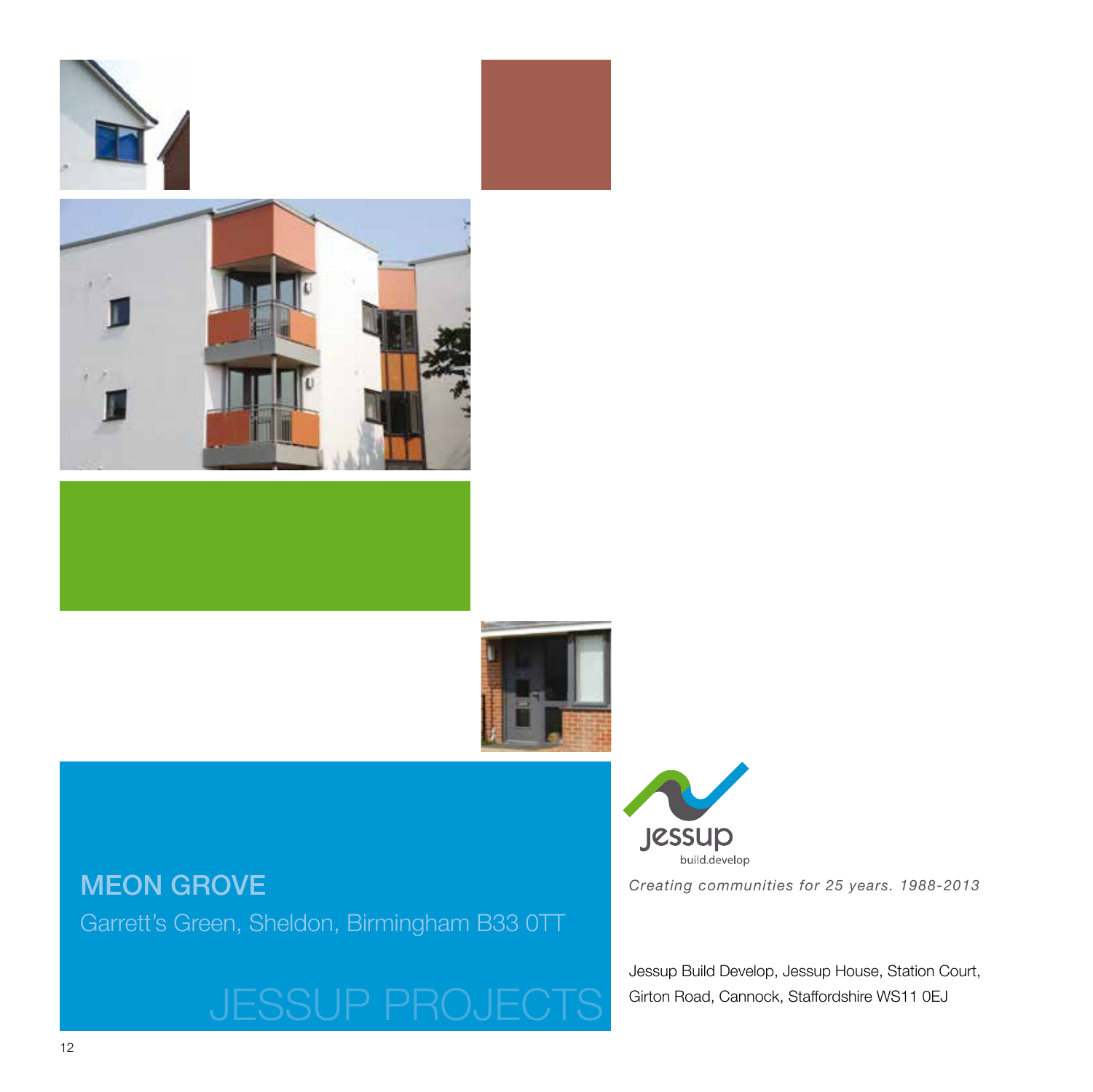## MEON GROVE

Garrett's Green, Sheldon, Birmingham B33 0TT

JESSUP PROJECTS

jessup
build.develop

*Creating communities for 25 years. 1988-2013*

Jessup Build Develop, Jessup House, Station Court, Girton Road, Cannock, Staffordshire WS11 0EJ